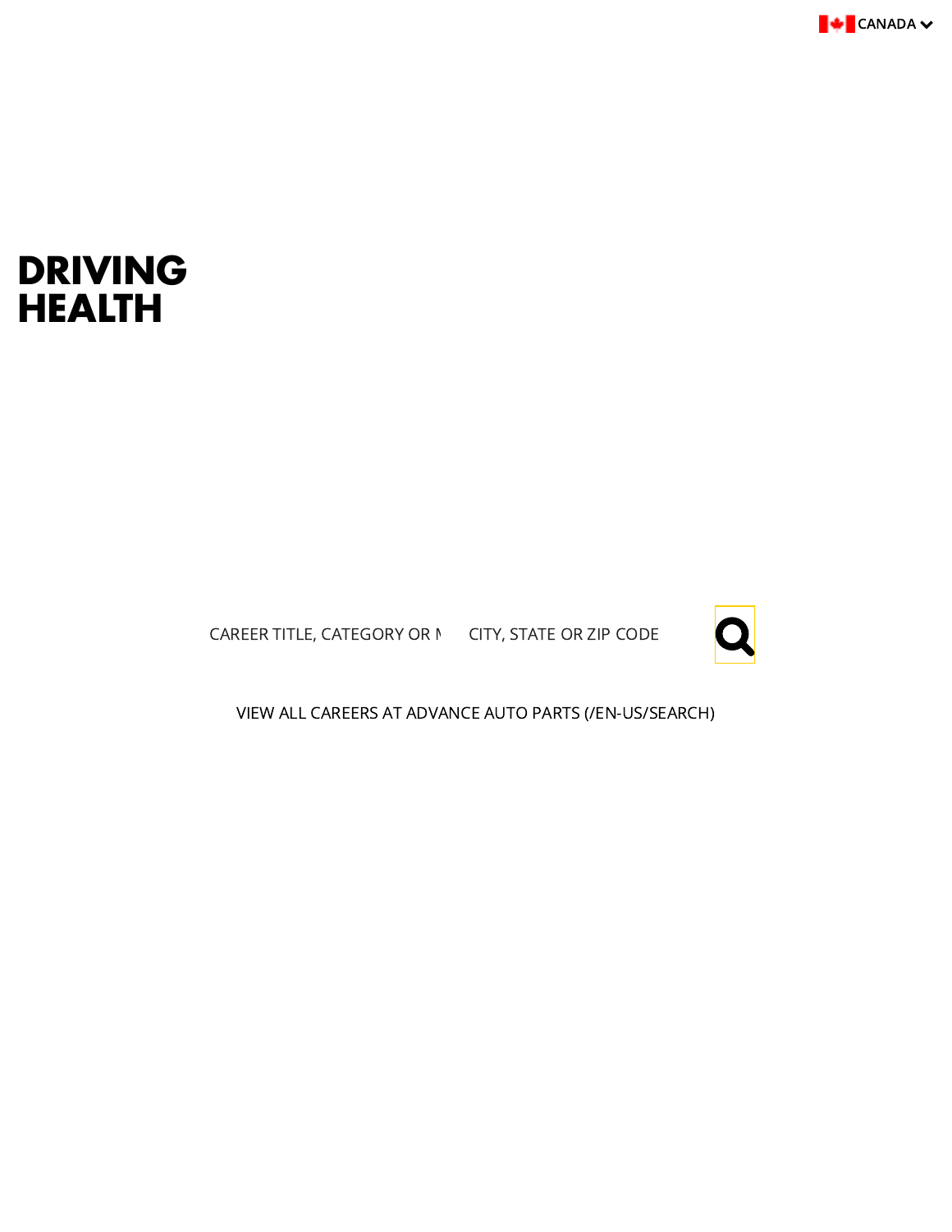CANADA

# DRIVING HEALTH

CAREER TITLE, CATEGORY OR N CITY, STATE OR ZIP CODE

VIEW ALL CAREERS AT ADVANCE AUTO PARTS (/EN-US/SEARCH)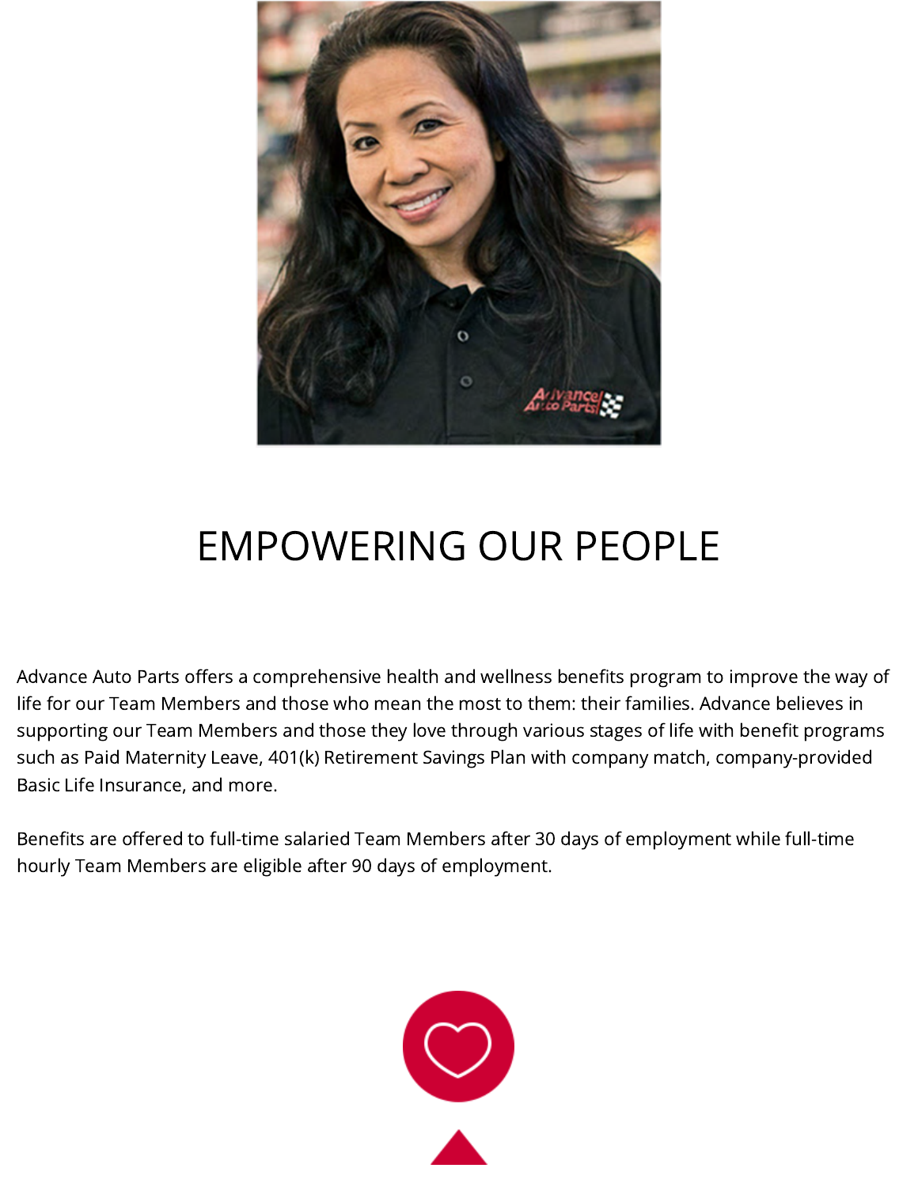# EMPOWERING OUR PEOPLE

Advance Auto Parts offers a comprehensive health and wellness benefits program to improve the way of life for our Team Members and those who mean the most to them: their families. Advance believes in supporting our Team Members and those they love through various stages of life with benefit programs such as Paid Maternity Leave, 401(k) Retirement Savings Plan with company match, company-provided Basic Life Insurance, and more.

Benefits are offered to full-time salaried Team Members after 30 days of employment while full-time hourly Team Members are eligible after 90 days of employment.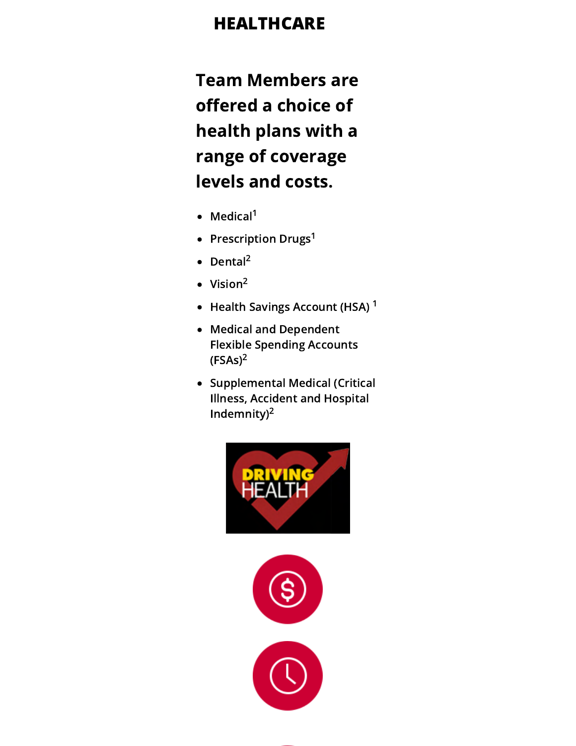# HEALTHCARE

## Team Members are offered a choice of health plans with a range of coverage levels and costs.

- Medical[1]
- Prescription Drugs[1]
- Dental[2]
- Vision[2]
- Health Savings Account (HSA) [1]
- Medical and Dependent Flexible Spending Accounts (FSAs)[2]
- Supplemental Medical (Critical Illness, Accident and Hospital Indemnity)[2]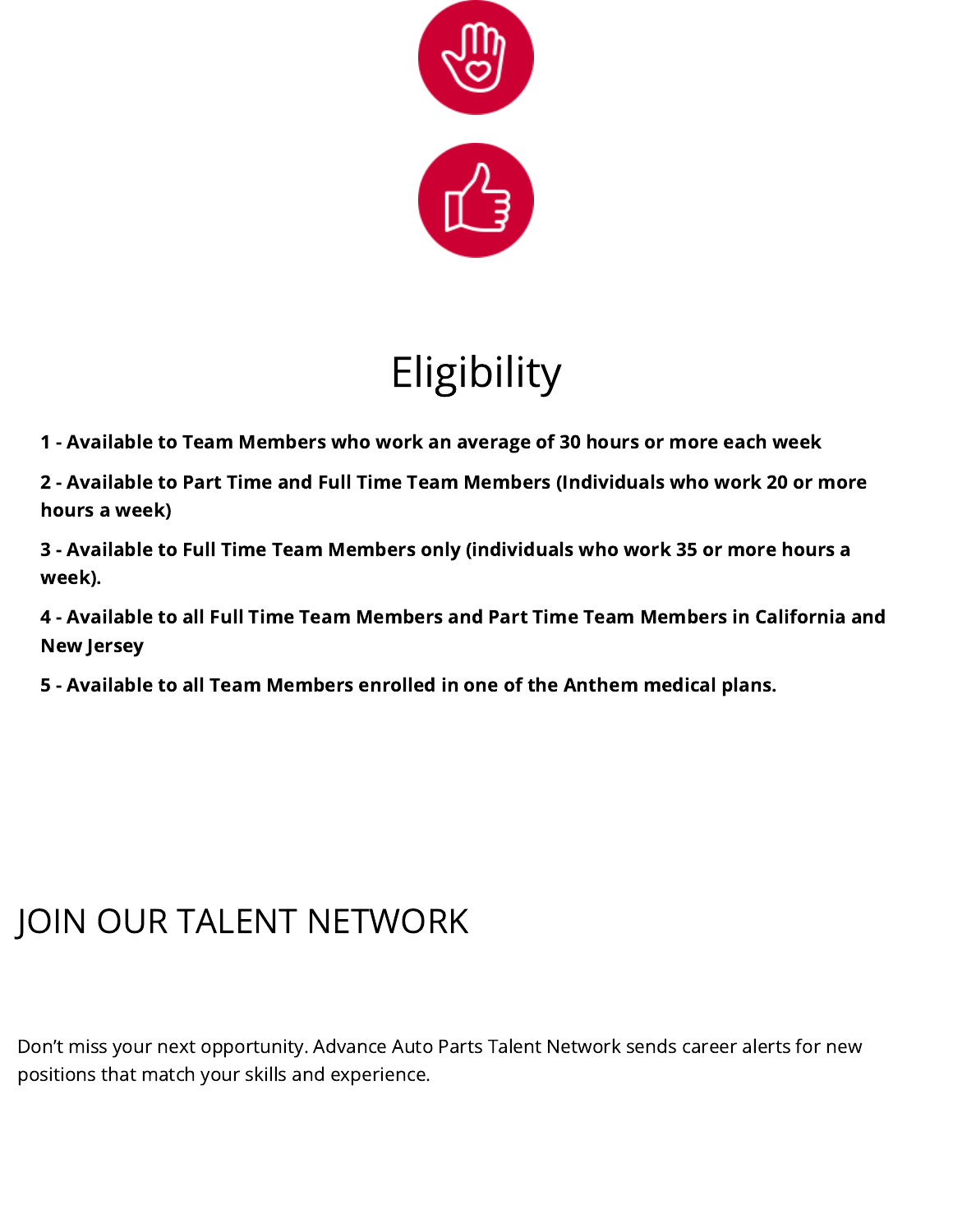# Eligibility

**1 - Available to Team Members who work an average of 30 hours or more each week**

**2 - Available to Part Time and Full Time Team Members (Individuals who work 20 or more hours a week)**

**3 - Available to Full Time Team Members only (individuals who work 35 or more hours a week).**

**4 - Available to all Full Time Team Members and Part Time Team Members in California and New Jersey**

**5 - Available to all Team Members enrolled in one of the Anthem medical plans.**

# JOIN OUR TALENT NETWORK

Don't miss your next opportunity. Advance Auto Parts Talent Network sends career alerts for new positions that match your skills and experience.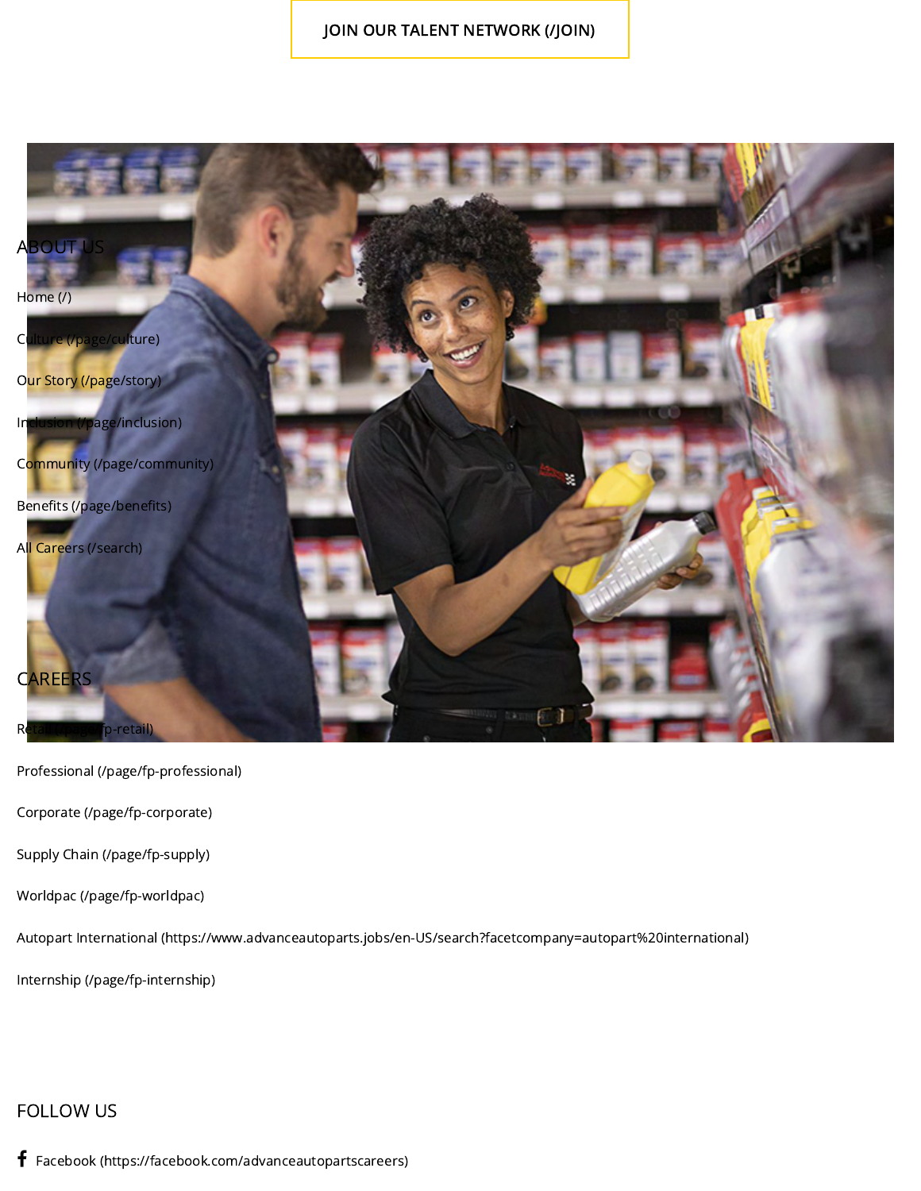JOIN OUR TALENT NETWORK (/JOIN)

## ABOUT US

Home (/)

Culture (/page/culture)

Our Story (/page/story)

Inclusion (/page/inclusion)

Community (/page/community)

Benefits (/page/benefits)

All Careers (/search)

## CAREERS

Retail (/page/fp-retail)

Professional (/page/fp-professional)

Corporate (/page/fp-corporate)

Supply Chain (/page/fp-supply)

Worldpac (/page/fp-worldpac)

Autopart International (https://www.advanceautoparts.jobs/en-US/search?facetcompany=autopart%20international)

Internship (/page/fp-internship)

## FOLLOW US

Facebook (https://facebook.com/advanceautopartscareers)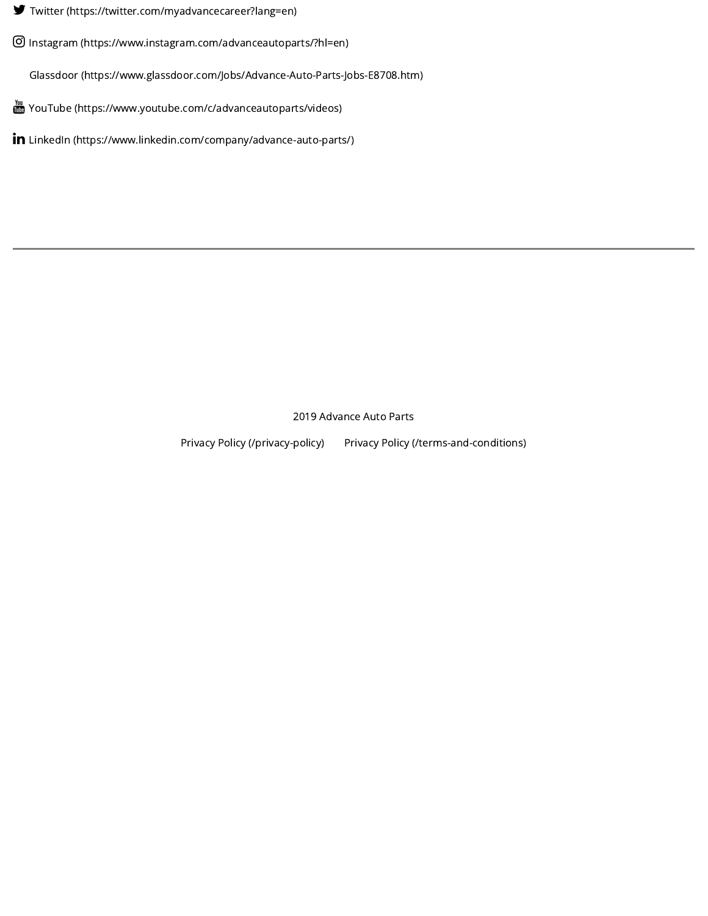Twitter (https://twitter.com/myadvancecareer?lang=en)

Instagram (https://www.instagram.com/advanceautoparts/?hl=en)

Glassdoor (https://www.glassdoor.com/Jobs/Advance-Auto-Parts-Jobs-E8708.htm)

YouTube (https://www.youtube.com/c/advanceautoparts/videos)

LinkedIn (https://www.linkedin.com/company/advance-auto-parts/)

---

2019 Advance Auto Parts

Privacy Policy (/privacy-policy) Privacy Policy (/terms-and-conditions)